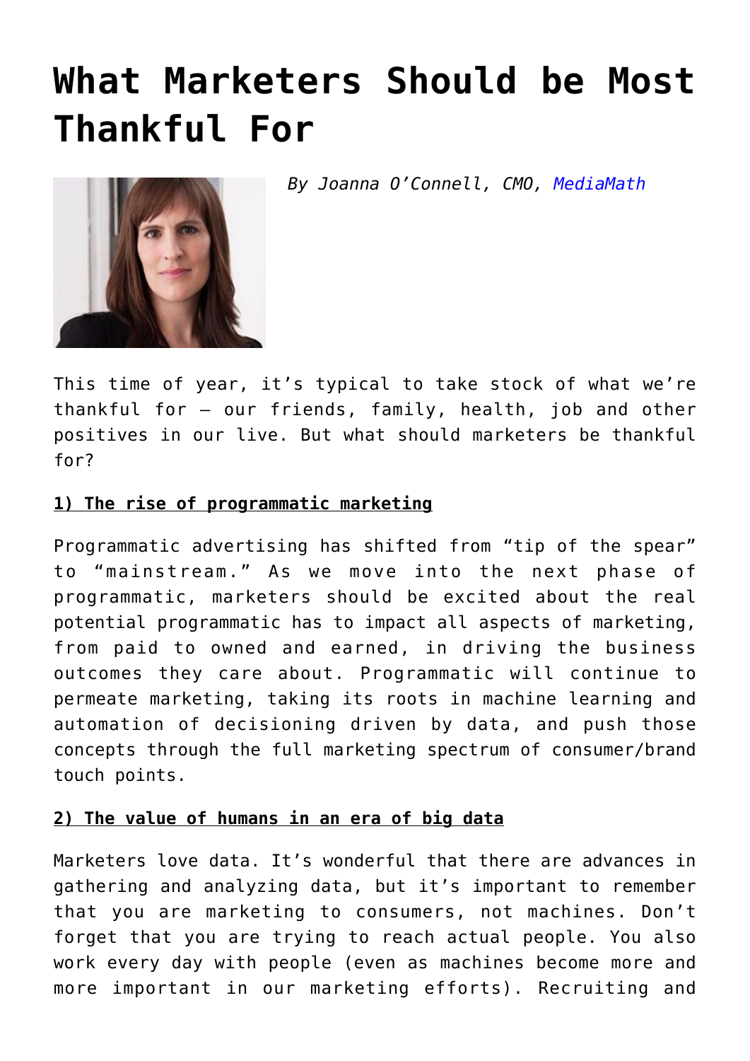# What Marketers Should be Most Thankful For

*By Joanna O'Connell, CMO, MediaMath*

This time of year, it's typical to take stock of what we're thankful for – our friends, family, health, job and other positives in our live. But what should marketers be thankful for?

**1) The rise of programmatic marketing**

Programmatic advertising has shifted from "tip of the spear" to "mainstream." As we move into the next phase of programmatic, marketers should be excited about the real potential programmatic has to impact all aspects of marketing, from paid to owned and earned, in driving the business outcomes they care about. Programmatic will continue to permeate marketing, taking its roots in machine learning and automation of decisioning driven by data, and push those concepts through the full marketing spectrum of consumer/brand touch points.

**2) The value of humans in an era of big data**

Marketers love data. It's wonderful that there are advances in gathering and analyzing data, but it's important to remember that you are marketing to consumers, not machines. Don't forget that you are trying to reach actual people. You also work every day with people (even as machines become more and more important in our marketing efforts). Recruiting and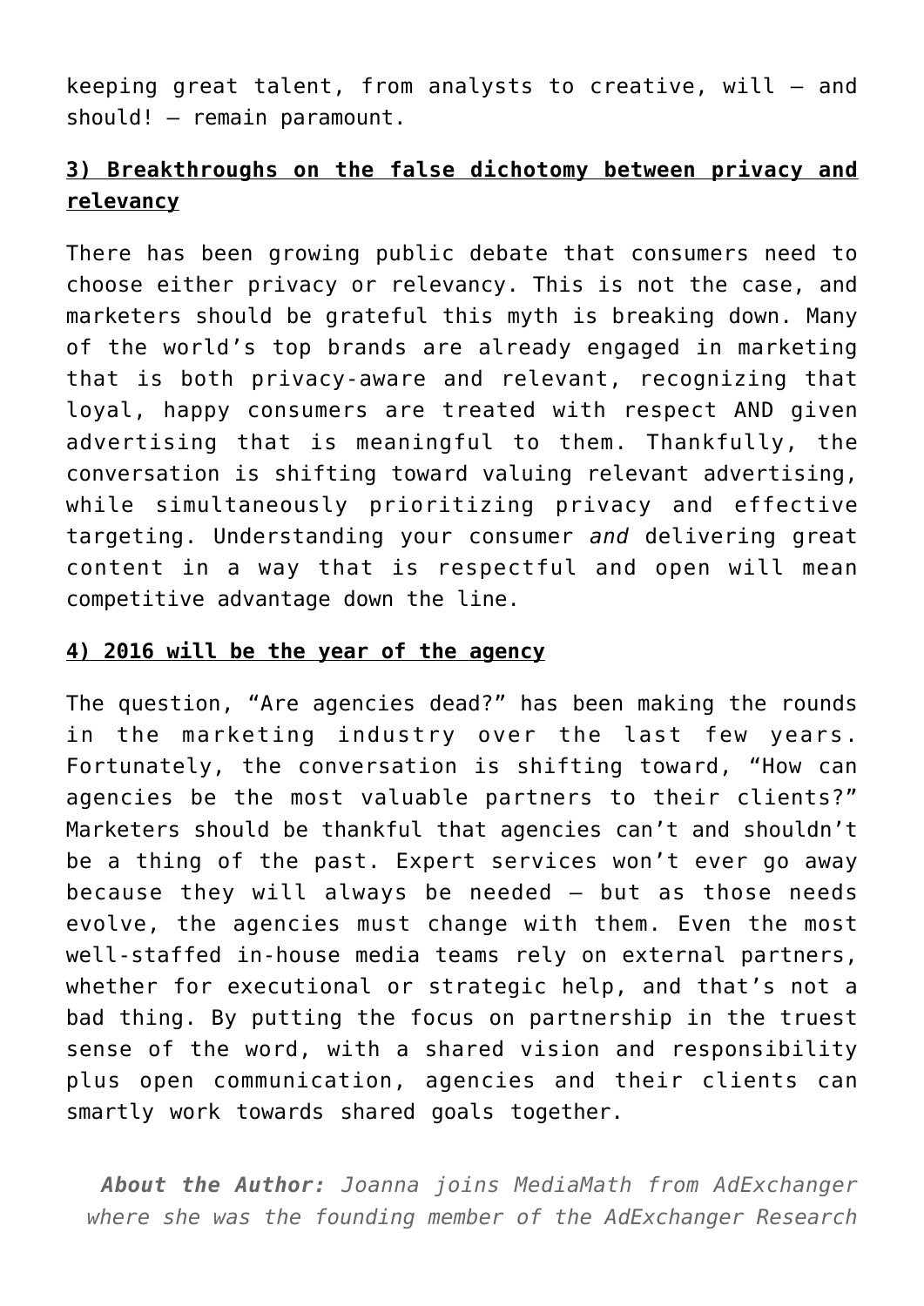keeping great talent, from analysts to creative, will – and should! – remain paramount.

### **3) Breakthroughs on the false dichotomy between privacy and relevancy**

There has been growing public debate that consumers need to choose either privacy or relevancy. This is not the case, and marketers should be grateful this myth is breaking down. Many of the world's top brands are already engaged in marketing that is both privacy-aware and relevant, recognizing that loyal, happy consumers are treated with respect AND given advertising that is meaningful to them. Thankfully, the conversation is shifting toward valuing relevant advertising, while simultaneously prioritizing privacy and effective targeting. Understanding your consumer *and* delivering great content in a way that is respectful and open will mean competitive advantage down the line.

### **4) 2016 will be the year of the agency**

The question, "Are agencies dead?" has been making the rounds in the marketing industry over the last few years. Fortunately, the conversation is shifting toward, "How can agencies be the most valuable partners to their clients?" Marketers should be thankful that agencies can't and shouldn't be a thing of the past. Expert services won't ever go away because they will always be needed – but as those needs evolve, the agencies must change with them. Even the most well-staffed in-house media teams rely on external partners, whether for executional or strategic help, and that's not a bad thing. By putting the focus on partnership in the truest sense of the word, with a shared vision and responsibility plus open communication, agencies and their clients can smartly work towards shared goals together.

***About the Author:*** *Joanna joins MediaMath from AdExchanger where she was the founding member of the AdExchanger Research*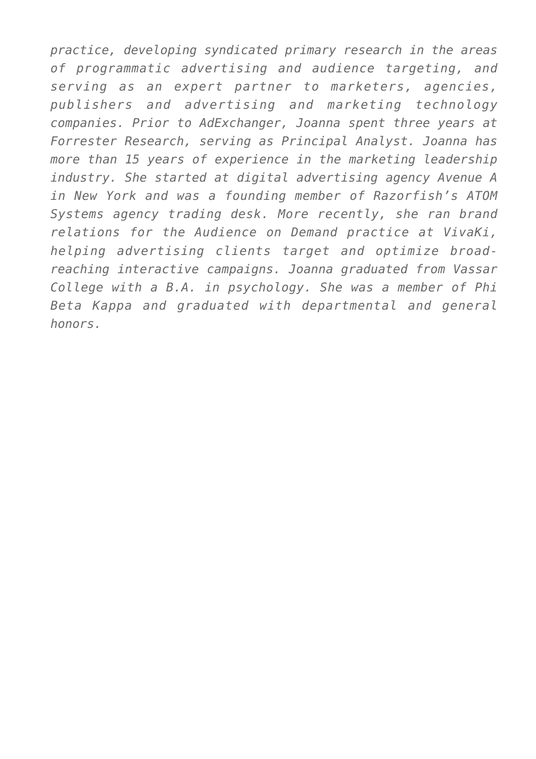*practice, developing syndicated primary research in the areas of programmatic advertising and audience targeting, and serving as an expert partner to marketers, agencies, publishers and advertising and marketing technology companies. Prior to AdExchanger, Joanna spent three years at Forrester Research, serving as Principal Analyst. Joanna has more than 15 years of experience in the marketing leadership industry. She started at digital advertising agency Avenue A in New York and was a founding member of Razorfish's ATOM Systems agency trading desk. More recently, she ran brand relations for the Audience on Demand practice at VivaKi, helping advertising clients target and optimize broad-reaching interactive campaigns. Joanna graduated from Vassar College with a B.A. in psychology. She was a member of Phi Beta Kappa and graduated with departmental and general honors.*